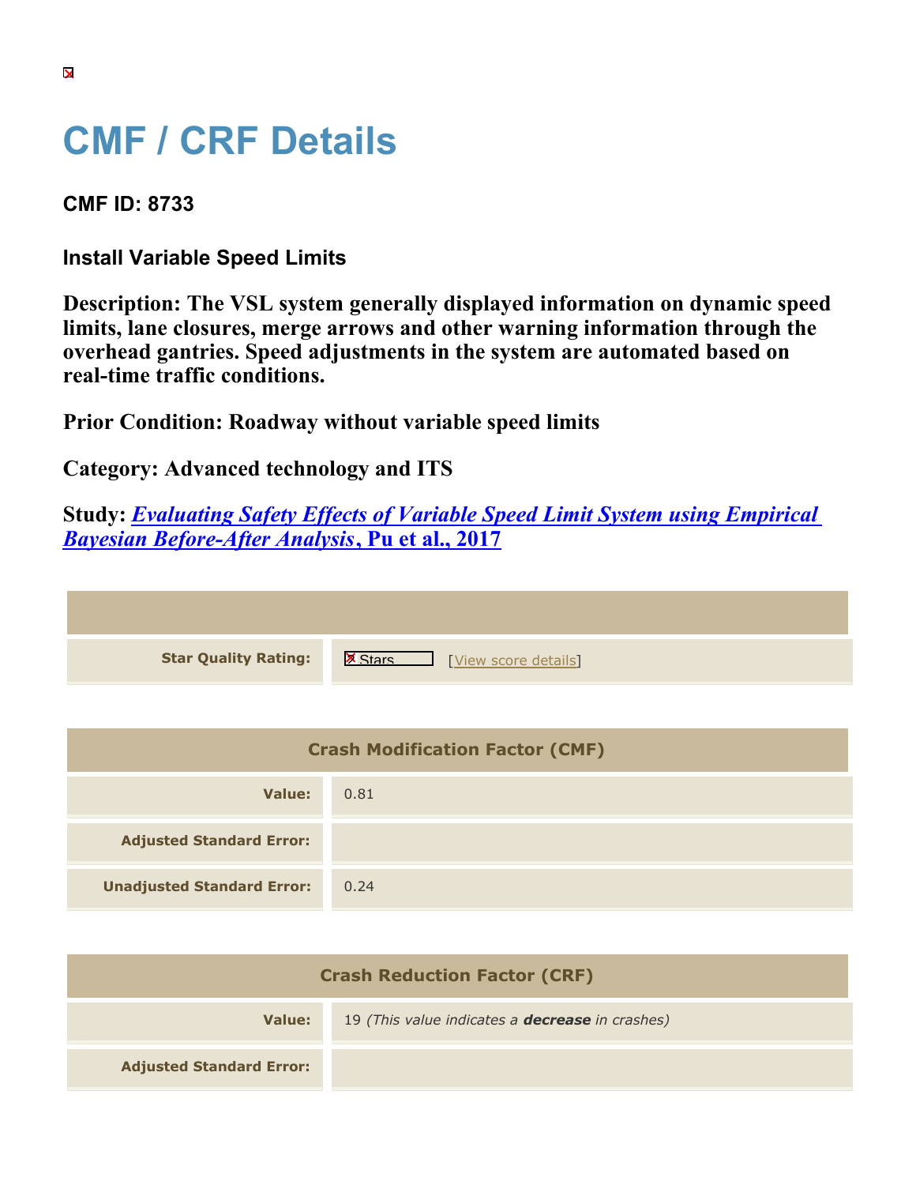# CMF / CRF Details

## CMF ID: 8733

### Install Variable Speed Limits

**Description: The VSL system generally displayed information on dynamic speed limits, lane closures, merge arrows and other warning information through the overhead gantries. Speed adjustments in the system are automated based on real-time traffic conditions.**

**Prior Condition: Roadway without variable speed limits**

**Category: Advanced technology and ITS**

**Study: *Evaluating Safety Effects of Variable Speed Limit System using Empirical Bayesian Before-After Analysis*, Pu et al., 2017**

| | |
|---|---|
| **Star Quality Rating:** | Stars [View score details] |

| Crash Modification Factor (CMF) | |
|---|---|
| **Value:** | 0.81 |
| **Adjusted Standard Error:** | |
| **Unadjusted Standard Error:** | 0.24 |

| Crash Reduction Factor (CRF) | |
|---|---|
| **Value:** | 19 *(This value indicates a **decrease** in crashes)* |
| **Adjusted Standard Error:** | |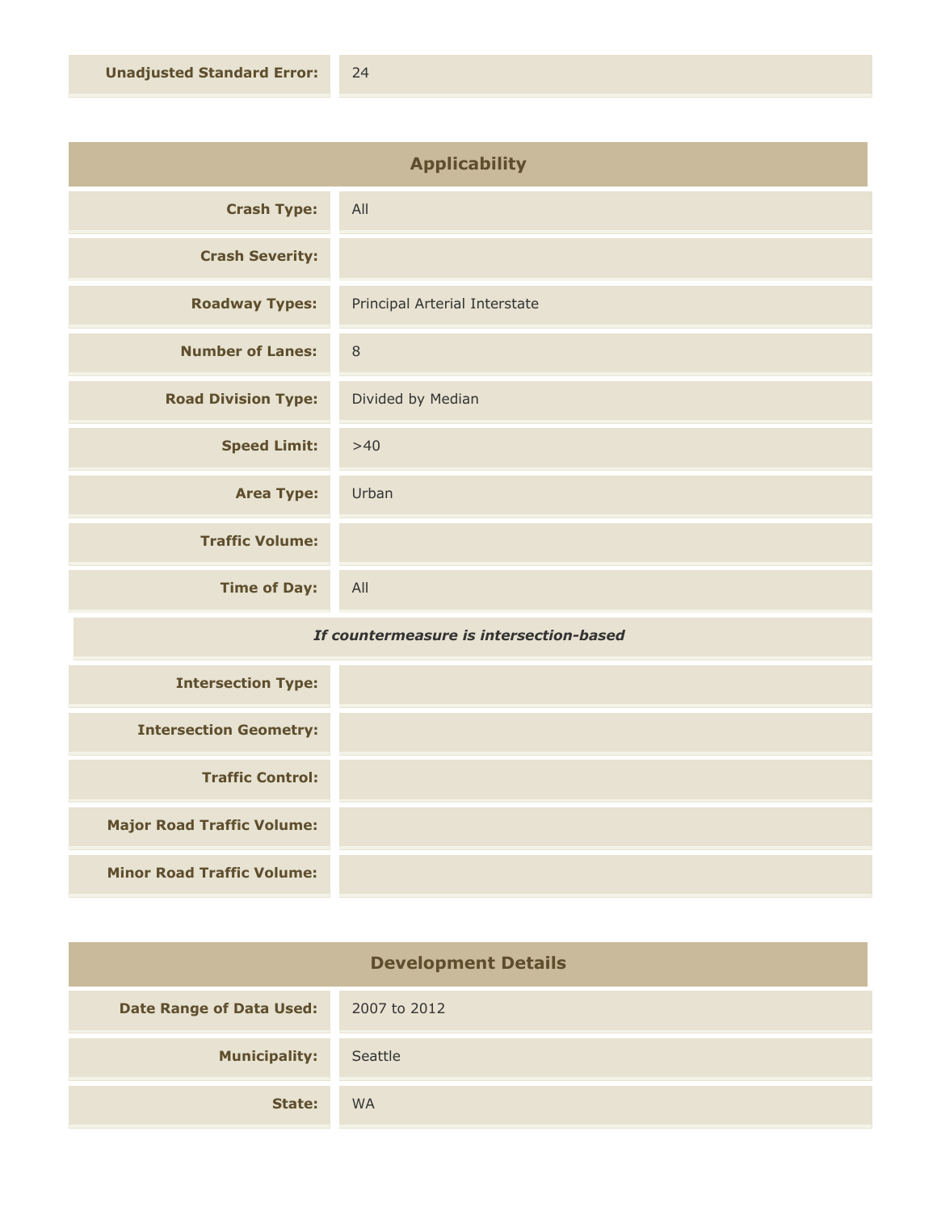| | |
|---|---|
| **Unadjusted Standard Error:** | 24 |

## Applicability

| | |
|---|---|
| **Crash Type:** | All |
| **Crash Severity:** | |
| **Roadway Types:** | Principal Arterial Interstate |
| **Number of Lanes:** | 8 |
| **Road Division Type:** | Divided by Median |
| **Speed Limit:** | >40 |
| **Area Type:** | Urban |
| **Traffic Volume:** | |
| **Time of Day:** | All |

*If countermeasure is intersection-based*

| | |
|---|---|
| **Intersection Type:** | |
| **Intersection Geometry:** | |
| **Traffic Control:** | |
| **Major Road Traffic Volume:** | |
| **Minor Road Traffic Volume:** | |

## Development Details

| | |
|---|---|
| **Date Range of Data Used:** | 2007 to 2012 |
| **Municipality:** | Seattle |
| **State:** | WA |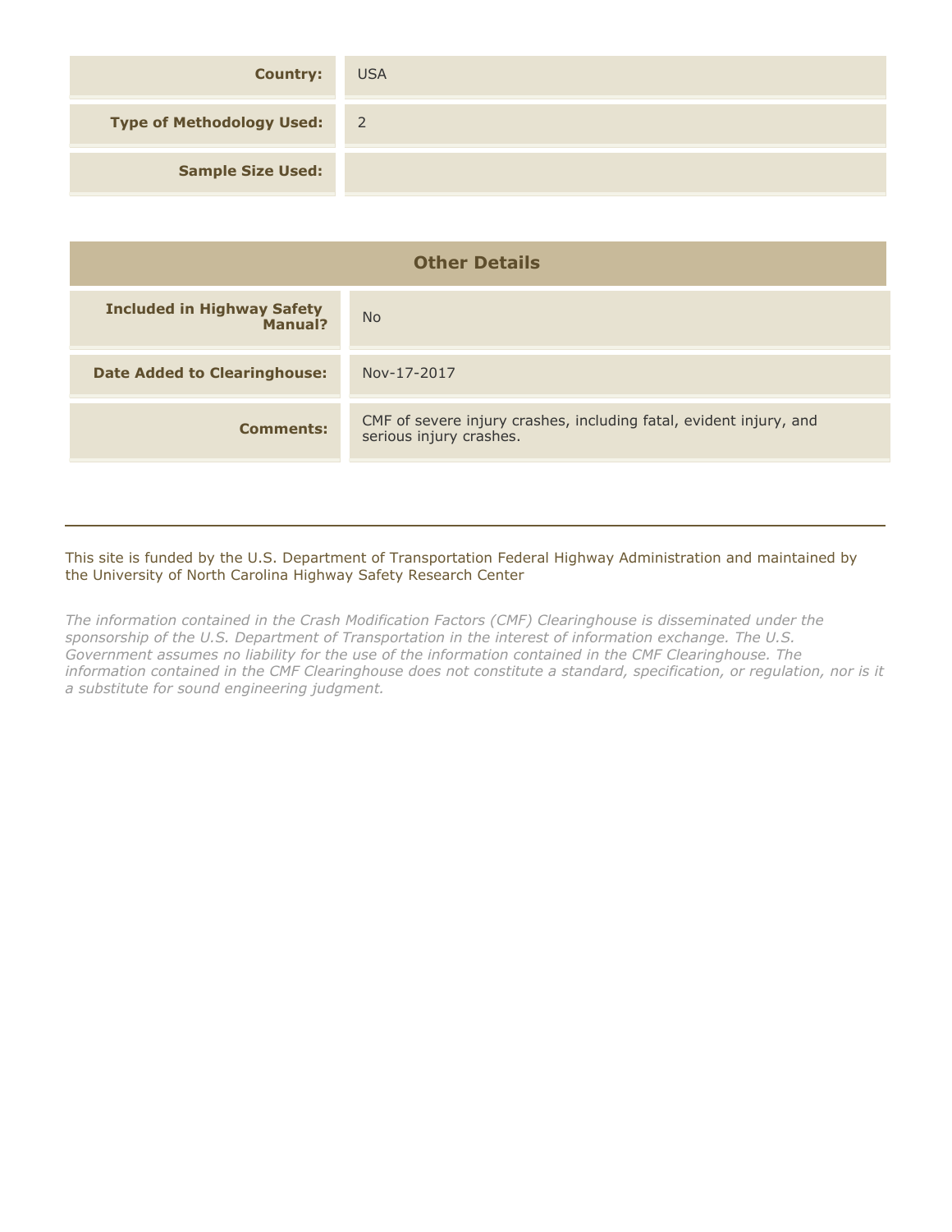| | |
|---|---|
| **Country:** | USA |
| **Type of Methodology Used:** | 2 |
| **Sample Size Used:** | |

## Other Details

| | |
|---|---|
| **Included in Highway Safety Manual?** | No |
| **Date Added to Clearinghouse:** | Nov-17-2017 |
| **Comments:** | CMF of severe injury crashes, including fatal, evident injury, and serious injury crashes. |

---

This site is funded by the U.S. Department of Transportation Federal Highway Administration and maintained by the University of North Carolina Highway Safety Research Center

*The information contained in the Crash Modification Factors (CMF) Clearinghouse is disseminated under the sponsorship of the U.S. Department of Transportation in the interest of information exchange. The U.S. Government assumes no liability for the use of the information contained in the CMF Clearinghouse. The information contained in the CMF Clearinghouse does not constitute a standard, specification, or regulation, nor is it a substitute for sound engineering judgment.*